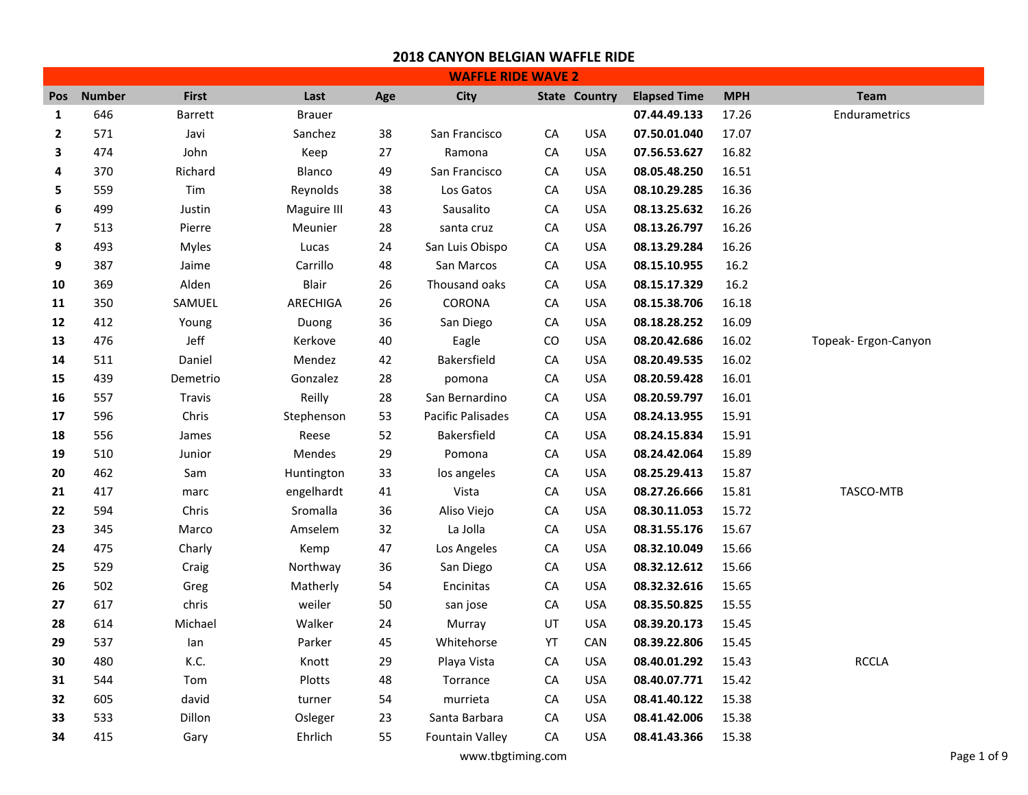# 2018 CANYON BELGIAN WAFFLE RIDE

## WAFFLE RIDE WAVE 2

| Pos | Number | First | Last | Age | City | State | Country | Elapsed Time | MPH | Team |
|---|---|---|---|---|---|---|---|---|---|---|
| 1 | 646 | Barrett | Brauer | | | | | **07.44.49.133** | 17.26 | Endurametrics |
| 2 | 571 | Javi | Sanchez | 38 | San Francisco | CA | USA | **07.50.01.040** | 17.07 | |
| 3 | 474 | John | Keep | 27 | Ramona | CA | USA | **07.56.53.627** | 16.82 | |
| 4 | 370 | Richard | Blanco | 49 | San Francisco | CA | USA | **08.05.48.250** | 16.51 | |
| 5 | 559 | Tim | Reynolds | 38 | Los Gatos | CA | USA | **08.10.29.285** | 16.36 | |
| 6 | 499 | Justin | Maguire III | 43 | Sausalito | CA | USA | **08.13.25.632** | 16.26 | |
| 7 | 513 | Pierre | Meunier | 28 | santa cruz | CA | USA | **08.13.26.797** | 16.26 | |
| 8 | 493 | Myles | Lucas | 24 | San Luis Obispo | CA | USA | **08.13.29.284** | 16.26 | |
| 9 | 387 | Jaime | Carrillo | 48 | San Marcos | CA | USA | **08.15.10.955** | 16.2 | |
| 10 | 369 | Alden | Blair | 26 | Thousand oaks | CA | USA | **08.15.17.329** | 16.2 | |
| 11 | 350 | SAMUEL | ARECHIGA | 26 | CORONA | CA | USA | **08.15.38.706** | 16.18 | |
| 12 | 412 | Young | Duong | 36 | San Diego | CA | USA | **08.18.28.252** | 16.09 | |
| 13 | 476 | Jeff | Kerkove | 40 | Eagle | CO | USA | **08.20.42.686** | 16.02 | Topeak- Ergon-Canyon |
| 14 | 511 | Daniel | Mendez | 42 | Bakersfield | CA | USA | **08.20.49.535** | 16.02 | |
| 15 | 439 | Demetrio | Gonzalez | 28 | pomona | CA | USA | **08.20.59.428** | 16.01 | |
| 16 | 557 | Travis | Reilly | 28 | San Bernardino | CA | USA | **08.20.59.797** | 16.01 | |
| 17 | 596 | Chris | Stephenson | 53 | Pacific Palisades | CA | USA | **08.24.13.955** | 15.91 | |
| 18 | 556 | James | Reese | 52 | Bakersfield | CA | USA | **08.24.15.834** | 15.91 | |
| 19 | 510 | Junior | Mendes | 29 | Pomona | CA | USA | **08.24.42.064** | 15.89 | |
| 20 | 462 | Sam | Huntington | 33 | los angeles | CA | USA | **08.25.29.413** | 15.87 | |
| 21 | 417 | marc | engelhardt | 41 | Vista | CA | USA | **08.27.26.666** | 15.81 | TASCO-MTB |
| 22 | 594 | Chris | Sromalla | 36 | Aliso Viejo | CA | USA | **08.30.11.053** | 15.72 | |
| 23 | 345 | Marco | Amselem | 32 | La Jolla | CA | USA | **08.31.55.176** | 15.67 | |
| 24 | 475 | Charly | Kemp | 47 | Los Angeles | CA | USA | **08.32.10.049** | 15.66 | |
| 25 | 529 | Craig | Northway | 36 | San Diego | CA | USA | **08.32.12.612** | 15.66 | |
| 26 | 502 | Greg | Matherly | 54 | Encinitas | CA | USA | **08.32.32.616** | 15.65 | |
| 27 | 617 | chris | weiler | 50 | san jose | CA | USA | **08.35.50.825** | 15.55 | |
| 28 | 614 | Michael | Walker | 24 | Murray | UT | USA | **08.39.20.173** | 15.45 | |
| 29 | 537 | Ian | Parker | 45 | Whitehorse | YT | CAN | **08.39.22.806** | 15.45 | |
| 30 | 480 | K.C. | Knott | 29 | Playa Vista | CA | USA | **08.40.01.292** | 15.43 | RCCLA |
| 31 | 544 | Tom | Plotts | 48 | Torrance | CA | USA | **08.40.07.771** | 15.42 | |
| 32 | 605 | david | turner | 54 | murrieta | CA | USA | **08.41.40.122** | 15.38 | |
| 33 | 533 | Dillon | Osleger | 23 | Santa Barbara | CA | USA | **08.41.42.006** | 15.38 | |
| 34 | 415 | Gary | Ehrlich | 55 | Fountain Valley | CA | USA | **08.41.43.366** | 15.38 | |

www.tbgtiming.com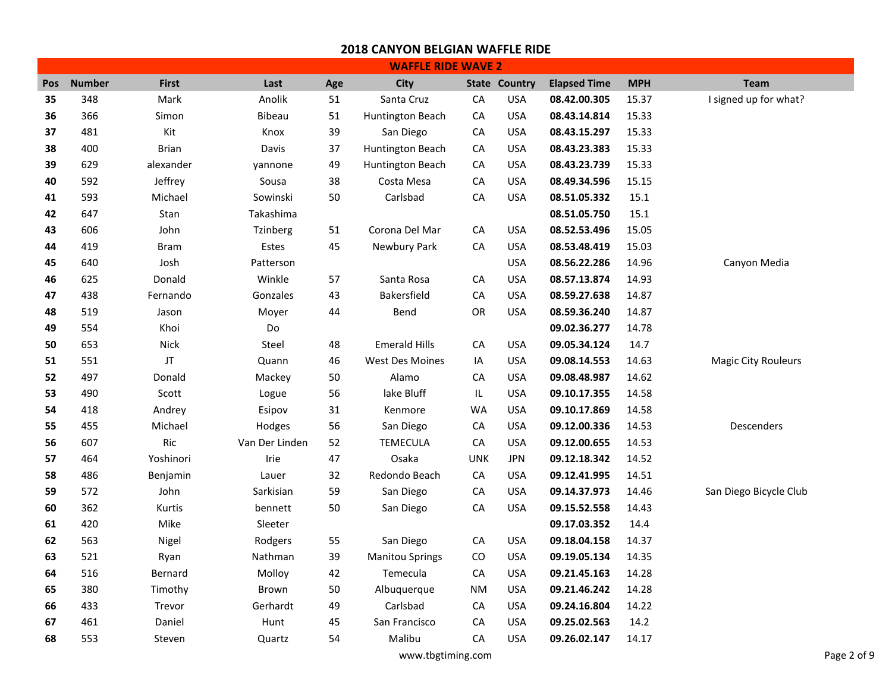# 2018 CANYON BELGIAN WAFFLE RIDE

## WAFFLE RIDE WAVE 2

| Pos | Number | First | Last | Age | City | State | Country | Elapsed Time | MPH | Team |
|---|---|---|---|---|---|---|---|---|---|---|
| **35** | 348 | Mark | Anolik | 51 | Santa Cruz | CA | USA | **08.42.00.305** | 15.37 | I signed up for what? |
| **36** | 366 | Simon | Bibeau | 51 | Huntington Beach | CA | USA | **08.43.14.814** | 15.33 | |
| **37** | 481 | Kit | Knox | 39 | San Diego | CA | USA | **08.43.15.297** | 15.33 | |
| **38** | 400 | Brian | Davis | 37 | Huntington Beach | CA | USA | **08.43.23.383** | 15.33 | |
| **39** | 629 | alexander | yannone | 49 | Huntington Beach | CA | USA | **08.43.23.739** | 15.33 | |
| **40** | 592 | Jeffrey | Sousa | 38 | Costa Mesa | CA | USA | **08.49.34.596** | 15.15 | |
| **41** | 593 | Michael | Sowinski | 50 | Carlsbad | CA | USA | **08.51.05.332** | 15.1 | |
| **42** | 647 | Stan | Takashima | | | | | **08.51.05.750** | 15.1 | |
| **43** | 606 | John | Tzinberg | 51 | Corona Del Mar | CA | USA | **08.52.53.496** | 15.05 | |
| **44** | 419 | Bram | Estes | 45 | Newbury Park | CA | USA | **08.53.48.419** | 15.03 | |
| **45** | 640 | Josh | Patterson | | | | USA | **08.56.22.286** | 14.96 | Canyon Media |
| **46** | 625 | Donald | Winkle | 57 | Santa Rosa | CA | USA | **08.57.13.874** | 14.93 | |
| **47** | 438 | Fernando | Gonzales | 43 | Bakersfield | CA | USA | **08.59.27.638** | 14.87 | |
| **48** | 519 | Jason | Moyer | 44 | Bend | OR | USA | **08.59.36.240** | 14.87 | |
| **49** | 554 | Khoi | Do | | | | | **09.02.36.277** | 14.78 | |
| **50** | 653 | Nick | Steel | 48 | Emerald Hills | CA | USA | **09.05.34.124** | 14.7 | |
| **51** | 551 | JT | Quann | 46 | West Des Moines | IA | USA | **09.08.14.553** | 14.63 | Magic City Rouleurs |
| **52** | 497 | Donald | Mackey | 50 | Alamo | CA | USA | **09.08.48.987** | 14.62 | |
| **53** | 490 | Scott | Logue | 56 | lake Bluff | IL | USA | **09.10.17.355** | 14.58 | |
| **54** | 418 | Andrey | Esipov | 31 | Kenmore | WA | USA | **09.10.17.869** | 14.58 | |
| **55** | 455 | Michael | Hodges | 56 | San Diego | CA | USA | **09.12.00.336** | 14.53 | Descenders |
| **56** | 607 | Ric | Van Der Linden | 52 | TEMECULA | CA | USA | **09.12.00.655** | 14.53 | |
| **57** | 464 | Yoshinori | Irie | 47 | Osaka | UNK | JPN | **09.12.18.342** | 14.52 | |
| **58** | 486 | Benjamin | Lauer | 32 | Redondo Beach | CA | USA | **09.12.41.995** | 14.51 | |
| **59** | 572 | John | Sarkisian | 59 | San Diego | CA | USA | **09.14.37.973** | 14.46 | San Diego Bicycle Club |
| **60** | 362 | Kurtis | bennett | 50 | San Diego | CA | USA | **09.15.52.558** | 14.43 | |
| **61** | 420 | Mike | Sleeter | | | | | **09.17.03.352** | 14.4 | |
| **62** | 563 | Nigel | Rodgers | 55 | San Diego | CA | USA | **09.18.04.158** | 14.37 | |
| **63** | 521 | Ryan | Nathman | 39 | Manitou Springs | CO | USA | **09.19.05.134** | 14.35 | |
| **64** | 516 | Bernard | Molloy | 42 | Temecula | CA | USA | **09.21.45.163** | 14.28 | |
| **65** | 380 | Timothy | Brown | 50 | Albuquerque | NM | USA | **09.21.46.242** | 14.28 | |
| **66** | 433 | Trevor | Gerhardt | 49 | Carlsbad | CA | USA | **09.24.16.804** | 14.22 | |
| **67** | 461 | Daniel | Hunt | 45 | San Francisco | CA | USA | **09.25.02.563** | 14.2 | |
| **68** | 553 | Steven | Quartz | 54 | Malibu | CA | USA | **09.26.02.147** | 14.17 | |

www.tbgtiming.com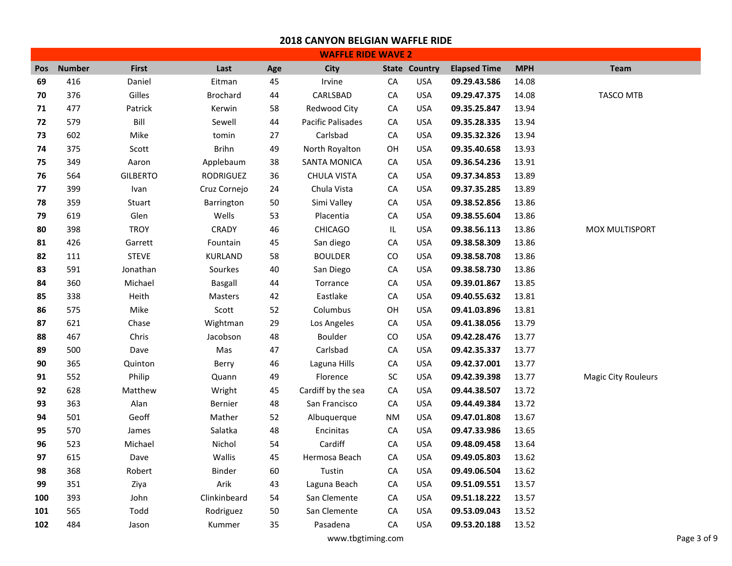# 2018 CANYON BELGIAN WAFFLE RIDE

## WAFFLE RIDE WAVE 2

| Pos | Number | First | Last | Age | City | State | Country | Elapsed Time | MPH | Team |
|---|---|---|---|---|---|---|---|---|---|---|
| **69** | 416 | Daniel | Eitman | 45 | Irvine | CA | USA | **09.29.43.586** | 14.08 | |
| **70** | 376 | Gilles | Brochard | 44 | CARLSBAD | CA | USA | **09.29.47.375** | 14.08 | TASCO MTB |
| **71** | 477 | Patrick | Kerwin | 58 | Redwood City | CA | USA | **09.35.25.847** | 13.94 | |
| **72** | 579 | Bill | Sewell | 44 | Pacific Palisades | CA | USA | **09.35.28.335** | 13.94 | |
| **73** | 602 | Mike | tomin | 27 | Carlsbad | CA | USA | **09.35.32.326** | 13.94 | |
| **74** | 375 | Scott | Brihn | 49 | North Royalton | OH | USA | **09.35.40.658** | 13.93 | |
| **75** | 349 | Aaron | Applebaum | 38 | SANTA MONICA | CA | USA | **09.36.54.236** | 13.91 | |
| **76** | 564 | GILBERTO | RODRIGUEZ | 36 | CHULA VISTA | CA | USA | **09.37.34.853** | 13.89 | |
| **77** | 399 | Ivan | Cruz Cornejo | 24 | Chula Vista | CA | USA | **09.37.35.285** | 13.89 | |
| **78** | 359 | Stuart | Barrington | 50 | Simi Valley | CA | USA | **09.38.52.856** | 13.86 | |
| **79** | 619 | Glen | Wells | 53 | Placentia | CA | USA | **09.38.55.604** | 13.86 | |
| **80** | 398 | TROY | CRADY | 46 | CHICAGO | IL | USA | **09.38.56.113** | 13.86 | MOX MULTISPORT |
| **81** | 426 | Garrett | Fountain | 45 | San diego | CA | USA | **09.38.58.309** | 13.86 | |
| **82** | 111 | STEVE | KURLAND | 58 | BOULDER | CO | USA | **09.38.58.708** | 13.86 | |
| **83** | 591 | Jonathan | Sourkes | 40 | San Diego | CA | USA | **09.38.58.730** | 13.86 | |
| **84** | 360 | Michael | Basgall | 44 | Torrance | CA | USA | **09.39.01.867** | 13.85 | |
| **85** | 338 | Heith | Masters | 42 | Eastlake | CA | USA | **09.40.55.632** | 13.81 | |
| **86** | 575 | Mike | Scott | 52 | Columbus | OH | USA | **09.41.03.896** | 13.81 | |
| **87** | 621 | Chase | Wightman | 29 | Los Angeles | CA | USA | **09.41.38.056** | 13.79 | |
| **88** | 467 | Chris | Jacobson | 48 | Boulder | CO | USA | **09.42.28.476** | 13.77 | |
| **89** | 500 | Dave | Mas | 47 | Carlsbad | CA | USA | **09.42.35.337** | 13.77 | |
| **90** | 365 | Quinton | Berry | 46 | Laguna Hills | CA | USA | **09.42.37.001** | 13.77 | |
| **91** | 552 | Philip | Quann | 49 | Florence | SC | USA | **09.42.39.398** | 13.77 | Magic City Rouleurs |
| **92** | 628 | Matthew | Wright | 45 | Cardiff by the sea | CA | USA | **09.44.38.507** | 13.72 | |
| **93** | 363 | Alan | Bernier | 48 | San Francisco | CA | USA | **09.44.49.384** | 13.72 | |
| **94** | 501 | Geoff | Mather | 52 | Albuquerque | NM | USA | **09.47.01.808** | 13.67 | |
| **95** | 570 | James | Salatka | 48 | Encinitas | CA | USA | **09.47.33.986** | 13.65 | |
| **96** | 523 | Michael | Nichol | 54 | Cardiff | CA | USA | **09.48.09.458** | 13.64 | |
| **97** | 615 | Dave | Wallis | 45 | Hermosa Beach | CA | USA | **09.49.05.803** | 13.62 | |
| **98** | 368 | Robert | Binder | 60 | Tustin | CA | USA | **09.49.06.504** | 13.62 | |
| **99** | 351 | Ziya | Arik | 43 | Laguna Beach | CA | USA | **09.51.09.551** | 13.57 | |
| **100** | 393 | John | Clinkinbeard | 54 | San Clemente | CA | USA | **09.51.18.222** | 13.57 | |
| **101** | 565 | Todd | Rodriguez | 50 | San Clemente | CA | USA | **09.53.09.043** | 13.52 | |
| **102** | 484 | Jason | Kummer | 35 | Pasadena | CA | USA | **09.53.20.188** | 13.52 | |

www.tbgtiming.com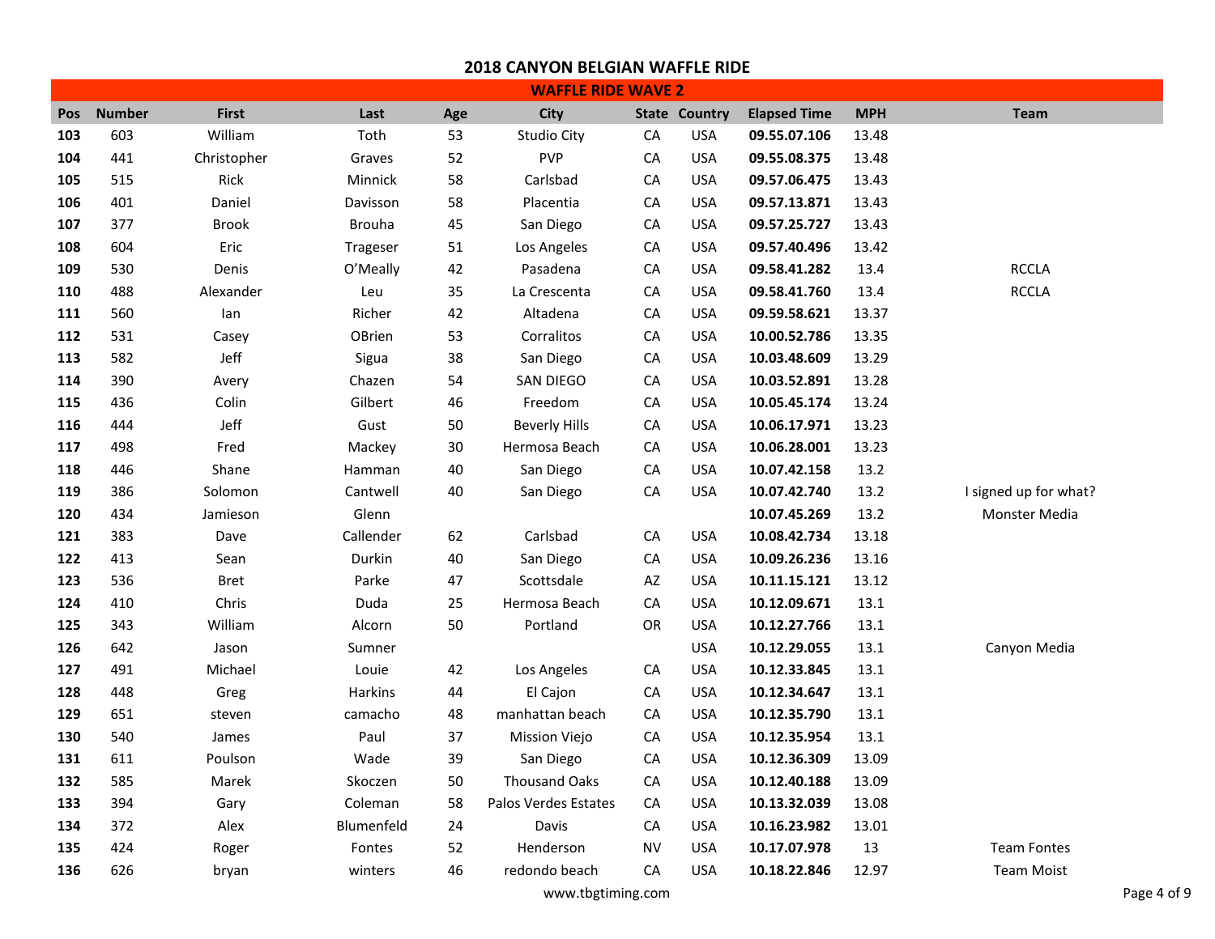# 2018 CANYON BELGIAN WAFFLE RIDE

## WAFFLE RIDE WAVE 2

| Pos | Number | First | Last | Age | City | State | Country | Elapsed Time | MPH | Team |
|---|---|---|---|---|---|---|---|---|---|---|
| **103** | 603 | William | Toth | 53 | Studio City | CA | USA | **09.55.07.106** | 13.48 | |
| **104** | 441 | Christopher | Graves | 52 | PVP | CA | USA | **09.55.08.375** | 13.48 | |
| **105** | 515 | Rick | Minnick | 58 | Carlsbad | CA | USA | **09.57.06.475** | 13.43 | |
| **106** | 401 | Daniel | Davisson | 58 | Placentia | CA | USA | **09.57.13.871** | 13.43 | |
| **107** | 377 | Brook | Brouha | 45 | San Diego | CA | USA | **09.57.25.727** | 13.43 | |
| **108** | 604 | Eric | Trageser | 51 | Los Angeles | CA | USA | **09.57.40.496** | 13.42 | |
| **109** | 530 | Denis | O'Meally | 42 | Pasadena | CA | USA | **09.58.41.282** | 13.4 | RCCLA |
| **110** | 488 | Alexander | Leu | 35 | La Crescenta | CA | USA | **09.58.41.760** | 13.4 | RCCLA |
| **111** | 560 | Ian | Richer | 42 | Altadena | CA | USA | **09.59.58.621** | 13.37 | |
| **112** | 531 | Casey | OBrien | 53 | Corralitos | CA | USA | **10.00.52.786** | 13.35 | |
| **113** | 582 | Jeff | Sigua | 38 | San Diego | CA | USA | **10.03.48.609** | 13.29 | |
| **114** | 390 | Avery | Chazen | 54 | SAN DIEGO | CA | USA | **10.03.52.891** | 13.28 | |
| **115** | 436 | Colin | Gilbert | 46 | Freedom | CA | USA | **10.05.45.174** | 13.24 | |
| **116** | 444 | Jeff | Gust | 50 | Beverly Hills | CA | USA | **10.06.17.971** | 13.23 | |
| **117** | 498 | Fred | Mackey | 30 | Hermosa Beach | CA | USA | **10.06.28.001** | 13.23 | |
| **118** | 446 | Shane | Hamman | 40 | San Diego | CA | USA | **10.07.42.158** | 13.2 | |
| **119** | 386 | Solomon | Cantwell | 40 | San Diego | CA | USA | **10.07.42.740** | 13.2 | I signed up for what? |
| **120** | 434 | Jamieson | Glenn | | | | | **10.07.45.269** | 13.2 | Monster Media |
| **121** | 383 | Dave | Callender | 62 | Carlsbad | CA | USA | **10.08.42.734** | 13.18 | |
| **122** | 413 | Sean | Durkin | 40 | San Diego | CA | USA | **10.09.26.236** | 13.16 | |
| **123** | 536 | Bret | Parke | 47 | Scottsdale | AZ | USA | **10.11.15.121** | 13.12 | |
| **124** | 410 | Chris | Duda | 25 | Hermosa Beach | CA | USA | **10.12.09.671** | 13.1 | |
| **125** | 343 | William | Alcorn | 50 | Portland | OR | USA | **10.12.27.766** | 13.1 | |
| **126** | 642 | Jason | Sumner | | | | USA | **10.12.29.055** | 13.1 | Canyon Media |
| **127** | 491 | Michael | Louie | 42 | Los Angeles | CA | USA | **10.12.33.845** | 13.1 | |
| **128** | 448 | Greg | Harkins | 44 | El Cajon | CA | USA | **10.12.34.647** | 13.1 | |
| **129** | 651 | steven | camacho | 48 | manhattan beach | CA | USA | **10.12.35.790** | 13.1 | |
| **130** | 540 | James | Paul | 37 | Mission Viejo | CA | USA | **10.12.35.954** | 13.1 | |
| **131** | 611 | Poulson | Wade | 39 | San Diego | CA | USA | **10.12.36.309** | 13.09 | |
| **132** | 585 | Marek | Skoczen | 50 | Thousand Oaks | CA | USA | **10.12.40.188** | 13.09 | |
| **133** | 394 | Gary | Coleman | 58 | Palos Verdes Estates | CA | USA | **10.13.32.039** | 13.08 | |
| **134** | 372 | Alex | Blumenfeld | 24 | Davis | CA | USA | **10.16.23.982** | 13.01 | |
| **135** | 424 | Roger | Fontes | 52 | Henderson | NV | USA | **10.17.07.978** | 13 | Team Fontes |
| **136** | 626 | bryan | winters | 46 | redondo beach | CA | USA | **10.18.22.846** | 12.97 | Team Moist |

www.tbgtiming.com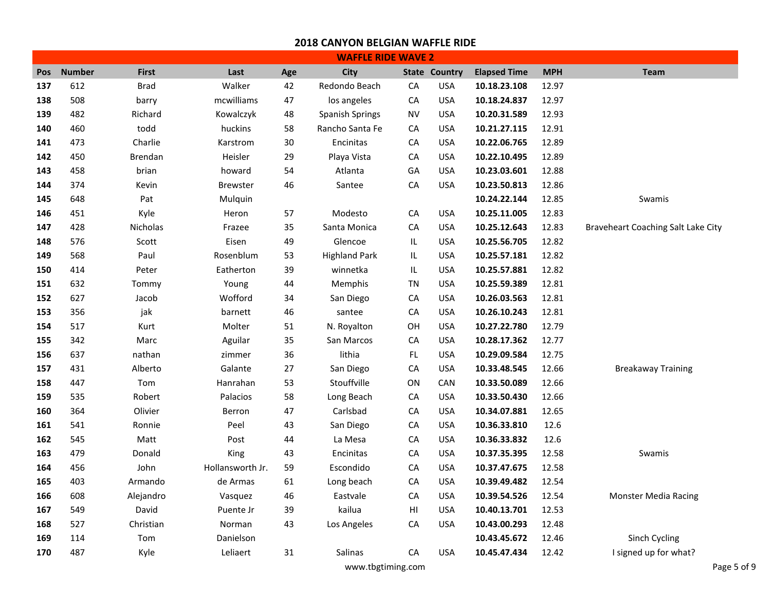# 2018 CANYON BELGIAN WAFFLE RIDE

## WAFFLE RIDE WAVE 2

| Pos | Number | First | Last | Age | City | State | Country | Elapsed Time | MPH | Team |
|---|---|---|---|---|---|---|---|---|---|---|
| **137** | 612 | Brad | Walker | 42 | Redondo Beach | CA | USA | **10.18.23.108** | 12.97 | |
| **138** | 508 | barry | mcwilliams | 47 | los angeles | CA | USA | **10.18.24.837** | 12.97 | |
| **139** | 482 | Richard | Kowalczyk | 48 | Spanish Springs | NV | USA | **10.20.31.589** | 12.93 | |
| **140** | 460 | todd | huckins | 58 | Rancho Santa Fe | CA | USA | **10.21.27.115** | 12.91 | |
| **141** | 473 | Charlie | Karstrom | 30 | Encinitas | CA | USA | **10.22.06.765** | 12.89 | |
| **142** | 450 | Brendan | Heisler | 29 | Playa Vista | CA | USA | **10.22.10.495** | 12.89 | |
| **143** | 458 | brian | howard | 54 | Atlanta | GA | USA | **10.23.03.601** | 12.88 | |
| **144** | 374 | Kevin | Brewster | 46 | Santee | CA | USA | **10.23.50.813** | 12.86 | |
| **145** | 648 | Pat | Mulquin | | | | | **10.24.22.144** | 12.85 | Swamis |
| **146** | 451 | Kyle | Heron | 57 | Modesto | CA | USA | **10.25.11.005** | 12.83 | |
| **147** | 428 | Nicholas | Frazee | 35 | Santa Monica | CA | USA | **10.25.12.643** | 12.83 | Braveheart Coaching Salt Lake City |
| **148** | 576 | Scott | Eisen | 49 | Glencoe | IL | USA | **10.25.56.705** | 12.82 | |
| **149** | 568 | Paul | Rosenblum | 53 | Highland Park | IL | USA | **10.25.57.181** | 12.82 | |
| **150** | 414 | Peter | Eatherton | 39 | winnetka | IL | USA | **10.25.57.881** | 12.82 | |
| **151** | 632 | Tommy | Young | 44 | Memphis | TN | USA | **10.25.59.389** | 12.81 | |
| **152** | 627 | Jacob | Wofford | 34 | San Diego | CA | USA | **10.26.03.563** | 12.81 | |
| **153** | 356 | jak | barnett | 46 | santee | CA | USA | **10.26.10.243** | 12.81 | |
| **154** | 517 | Kurt | Molter | 51 | N. Royalton | OH | USA | **10.27.22.780** | 12.79 | |
| **155** | 342 | Marc | Aguilar | 35 | San Marcos | CA | USA | **10.28.17.362** | 12.77 | |
| **156** | 637 | nathan | zimmer | 36 | lithia | FL | USA | **10.29.09.584** | 12.75 | |
| **157** | 431 | Alberto | Galante | 27 | San Diego | CA | USA | **10.33.48.545** | 12.66 | Breakaway Training |
| **158** | 447 | Tom | Hanrahan | 53 | Stouffville | ON | CAN | **10.33.50.089** | 12.66 | |
| **159** | 535 | Robert | Palacios | 58 | Long Beach | CA | USA | **10.33.50.430** | 12.66 | |
| **160** | 364 | Olivier | Berron | 47 | Carlsbad | CA | USA | **10.34.07.881** | 12.65 | |
| **161** | 541 | Ronnie | Peel | 43 | San Diego | CA | USA | **10.36.33.810** | 12.6 | |
| **162** | 545 | Matt | Post | 44 | La Mesa | CA | USA | **10.36.33.832** | 12.6 | |
| **163** | 479 | Donald | King | 43 | Encinitas | CA | USA | **10.37.35.395** | 12.58 | Swamis |
| **164** | 456 | John | Hollansworth Jr. | 59 | Escondido | CA | USA | **10.37.47.675** | 12.58 | |
| **165** | 403 | Armando | de Armas | 61 | Long beach | CA | USA | **10.39.49.482** | 12.54 | |
| **166** | 608 | Alejandro | Vasquez | 46 | Eastvale | CA | USA | **10.39.54.526** | 12.54 | Monster Media Racing |
| **167** | 549 | David | Puente Jr | 39 | kailua | HI | USA | **10.40.13.701** | 12.53 | |
| **168** | 527 | Christian | Norman | 43 | Los Angeles | CA | USA | **10.43.00.293** | 12.48 | |
| **169** | 114 | Tom | Danielson | | | | | **10.43.45.672** | 12.46 | Sinch Cycling |
| **170** | 487 | Kyle | Leliaert | 31 | Salinas | CA | USA | **10.45.47.434** | 12.42 | I signed up for what? |

www.tbgtiming.com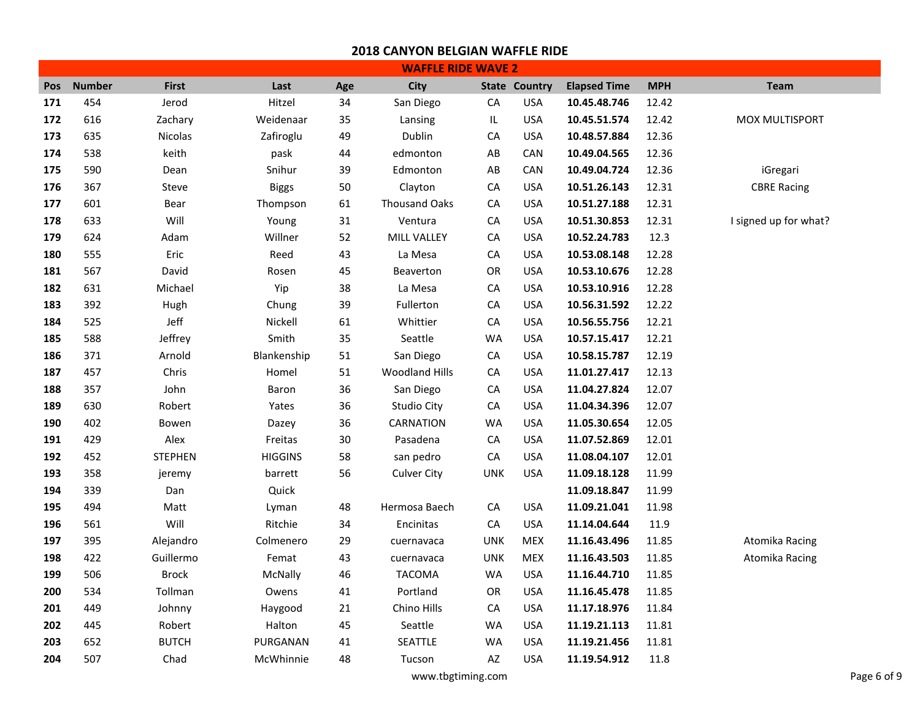# 2018 CANYON BELGIAN WAFFLE RIDE

## WAFFLE RIDE WAVE 2

| Pos | Number | First | Last | Age | City | State | Country | Elapsed Time | MPH | Team |
|---|---|---|---|---|---|---|---|---|---|---|
| **171** | 454 | Jerod | Hitzel | 34 | San Diego | CA | USA | **10.45.48.746** | 12.42 | |
| **172** | 616 | Zachary | Weidenaar | 35 | Lansing | IL | USA | **10.45.51.574** | 12.42 | MOX MULTISPORT |
| **173** | 635 | Nicolas | Zafiroglu | 49 | Dublin | CA | USA | **10.48.57.884** | 12.36 | |
| **174** | 538 | keith | pask | 44 | edmonton | AB | CAN | **10.49.04.565** | 12.36 | |
| **175** | 590 | Dean | Snihur | 39 | Edmonton | AB | CAN | **10.49.04.724** | 12.36 | iGregari |
| **176** | 367 | Steve | Biggs | 50 | Clayton | CA | USA | **10.51.26.143** | 12.31 | CBRE Racing |
| **177** | 601 | Bear | Thompson | 61 | Thousand Oaks | CA | USA | **10.51.27.188** | 12.31 | |
| **178** | 633 | Will | Young | 31 | Ventura | CA | USA | **10.51.30.853** | 12.31 | I signed up for what? |
| **179** | 624 | Adam | Willner | 52 | MILL VALLEY | CA | USA | **10.52.24.783** | 12.3 | |
| **180** | 555 | Eric | Reed | 43 | La Mesa | CA | USA | **10.53.08.148** | 12.28 | |
| **181** | 567 | David | Rosen | 45 | Beaverton | OR | USA | **10.53.10.676** | 12.28 | |
| **182** | 631 | Michael | Yip | 38 | La Mesa | CA | USA | **10.53.10.916** | 12.28 | |
| **183** | 392 | Hugh | Chung | 39 | Fullerton | CA | USA | **10.56.31.592** | 12.22 | |
| **184** | 525 | Jeff | Nickell | 61 | Whittier | CA | USA | **10.56.55.756** | 12.21 | |
| **185** | 588 | Jeffrey | Smith | 35 | Seattle | WA | USA | **10.57.15.417** | 12.21 | |
| **186** | 371 | Arnold | Blankenship | 51 | San Diego | CA | USA | **10.58.15.787** | 12.19 | |
| **187** | 457 | Chris | Homel | 51 | Woodland Hills | CA | USA | **11.01.27.417** | 12.13 | |
| **188** | 357 | John | Baron | 36 | San Diego | CA | USA | **11.04.27.824** | 12.07 | |
| **189** | 630 | Robert | Yates | 36 | Studio City | CA | USA | **11.04.34.396** | 12.07 | |
| **190** | 402 | Bowen | Dazey | 36 | CARNATION | WA | USA | **11.05.30.654** | 12.05 | |
| **191** | 429 | Alex | Freitas | 30 | Pasadena | CA | USA | **11.07.52.869** | 12.01 | |
| **192** | 452 | STEPHEN | HIGGINS | 58 | san pedro | CA | USA | **11.08.04.107** | 12.01 | |
| **193** | 358 | jeremy | barrett | 56 | Culver City | UNK | USA | **11.09.18.128** | 11.99 | |
| **194** | 339 | Dan | Quick | | | | | **11.09.18.847** | 11.99 | |
| **195** | 494 | Matt | Lyman | 48 | Hermosa Baech | CA | USA | **11.09.21.041** | 11.98 | |
| **196** | 561 | Will | Ritchie | 34 | Encinitas | CA | USA | **11.14.04.644** | 11.9 | |
| **197** | 395 | Alejandro | Colmenero | 29 | cuernavaca | UNK | MEX | **11.16.43.496** | 11.85 | Atomika Racing |
| **198** | 422 | Guillermo | Femat | 43 | cuernavaca | UNK | MEX | **11.16.43.503** | 11.85 | Atomika Racing |
| **199** | 506 | Brock | McNally | 46 | TACOMA | WA | USA | **11.16.44.710** | 11.85 | |
| **200** | 534 | Tollman | Owens | 41 | Portland | OR | USA | **11.16.45.478** | 11.85 | |
| **201** | 449 | Johnny | Haygood | 21 | Chino Hills | CA | USA | **11.17.18.976** | 11.84 | |
| **202** | 445 | Robert | Halton | 45 | Seattle | WA | USA | **11.19.21.113** | 11.81 | |
| **203** | 652 | BUTCH | PURGANAN | 41 | SEATTLE | WA | USA | **11.19.21.456** | 11.81 | |
| **204** | 507 | Chad | McWhinnie | 48 | Tucson | AZ | USA | **11.19.54.912** | 11.8 | |

www.tbgtiming.com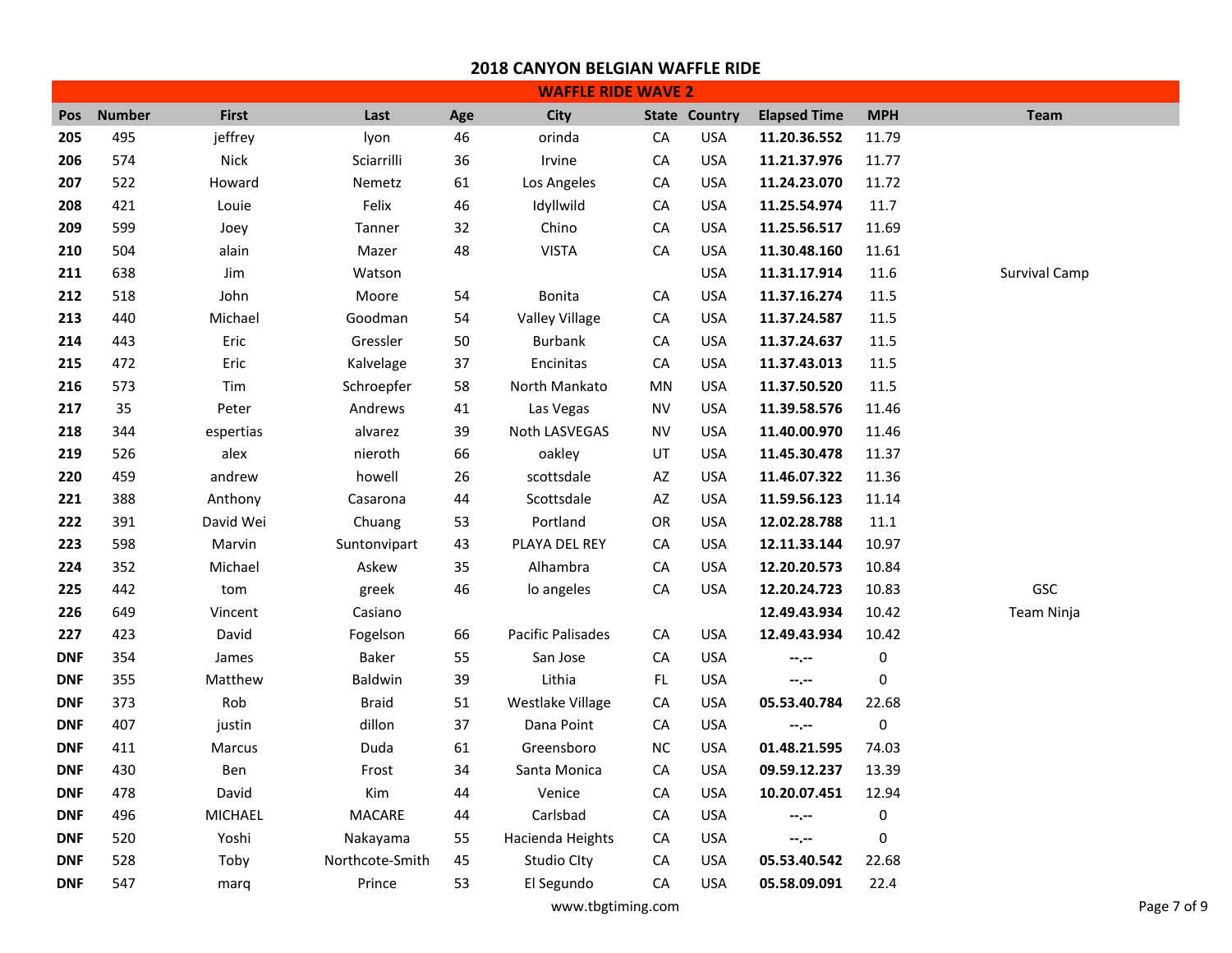# 2018 CANYON BELGIAN WAFFLE RIDE

## WAFFLE RIDE WAVE 2

| Pos | Number | First | Last | Age | City | State | Country | Elapsed Time | MPH | Team |
|---|---|---|---|---|---|---|---|---|---|---|
| 205 | 495 | jeffrey | lyon | 46 | orinda | CA | USA | 11.20.36.552 | 11.79 | |
| 206 | 574 | Nick | Sciarrilli | 36 | Irvine | CA | USA | 11.21.37.976 | 11.77 | |
| 207 | 522 | Howard | Nemetz | 61 | Los Angeles | CA | USA | 11.24.23.070 | 11.72 | |
| 208 | 421 | Louie | Felix | 46 | Idyllwild | CA | USA | 11.25.54.974 | 11.7 | |
| 209 | 599 | Joey | Tanner | 32 | Chino | CA | USA | 11.25.56.517 | 11.69 | |
| 210 | 504 | alain | Mazer | 48 | VISTA | CA | USA | 11.30.48.160 | 11.61 | |
| 211 | 638 | Jim | Watson | | | | USA | 11.31.17.914 | 11.6 | Survival Camp |
| 212 | 518 | John | Moore | 54 | Bonita | CA | USA | 11.37.16.274 | 11.5 | |
| 213 | 440 | Michael | Goodman | 54 | Valley Village | CA | USA | 11.37.24.587 | 11.5 | |
| 214 | 443 | Eric | Gressler | 50 | Burbank | CA | USA | 11.37.24.637 | 11.5 | |
| 215 | 472 | Eric | Kalvelage | 37 | Encinitas | CA | USA | 11.37.43.013 | 11.5 | |
| 216 | 573 | Tim | Schroepfer | 58 | North Mankato | MN | USA | 11.37.50.520 | 11.5 | |
| 217 | 35 | Peter | Andrews | 41 | Las Vegas | NV | USA | 11.39.58.576 | 11.46 | |
| 218 | 344 | espertias | alvarez | 39 | Noth LASVEGAS | NV | USA | 11.40.00.970 | 11.46 | |
| 219 | 526 | alex | nieroth | 66 | oakley | UT | USA | 11.45.30.478 | 11.37 | |
| 220 | 459 | andrew | howell | 26 | scottsdale | AZ | USA | 11.46.07.322 | 11.36 | |
| 221 | 388 | Anthony | Casarona | 44 | Scottsdale | AZ | USA | 11.59.56.123 | 11.14 | |
| 222 | 391 | David Wei | Chuang | 53 | Portland | OR | USA | 12.02.28.788 | 11.1 | |
| 223 | 598 | Marvin | Suntonvipart | 43 | PLAYA DEL REY | CA | USA | 12.11.33.144 | 10.97 | |
| 224 | 352 | Michael | Askew | 35 | Alhambra | CA | USA | 12.20.20.573 | 10.84 | |
| 225 | 442 | tom | greek | 46 | lo angeles | CA | USA | 12.20.24.723 | 10.83 | GSC |
| 226 | 649 | Vincent | Casiano | | | | | 12.49.43.934 | 10.42 | Team Ninja |
| 227 | 423 | David | Fogelson | 66 | Pacific Palisades | CA | USA | 12.49.43.934 | 10.42 | |
| DNF | 354 | James | Baker | 55 | San Jose | CA | USA | --.-- | 0 | |
| DNF | 355 | Matthew | Baldwin | 39 | Lithia | FL | USA | --.-- | 0 | |
| DNF | 373 | Rob | Braid | 51 | Westlake Village | CA | USA | 05.53.40.784 | 22.68 | |
| DNF | 407 | justin | dillon | 37 | Dana Point | CA | USA | --.-- | 0 | |
| DNF | 411 | Marcus | Duda | 61 | Greensboro | NC | USA | 01.48.21.595 | 74.03 | |
| DNF | 430 | Ben | Frost | 34 | Santa Monica | CA | USA | 09.59.12.237 | 13.39 | |
| DNF | 478 | David | Kim | 44 | Venice | CA | USA | 10.20.07.451 | 12.94 | |
| DNF | 496 | MICHAEL | MACARE | 44 | Carlsbad | CA | USA | --.-- | 0 | |
| DNF | 520 | Yoshi | Nakayama | 55 | Hacienda Heights | CA | USA | --.-- | 0 | |
| DNF | 528 | Toby | Northcote-Smith | 45 | Studio CIty | CA | USA | 05.53.40.542 | 22.68 | |
| DNF | 547 | marq | Prince | 53 | El Segundo | CA | USA | 05.58.09.091 | 22.4 | |

www.tbgtiming.com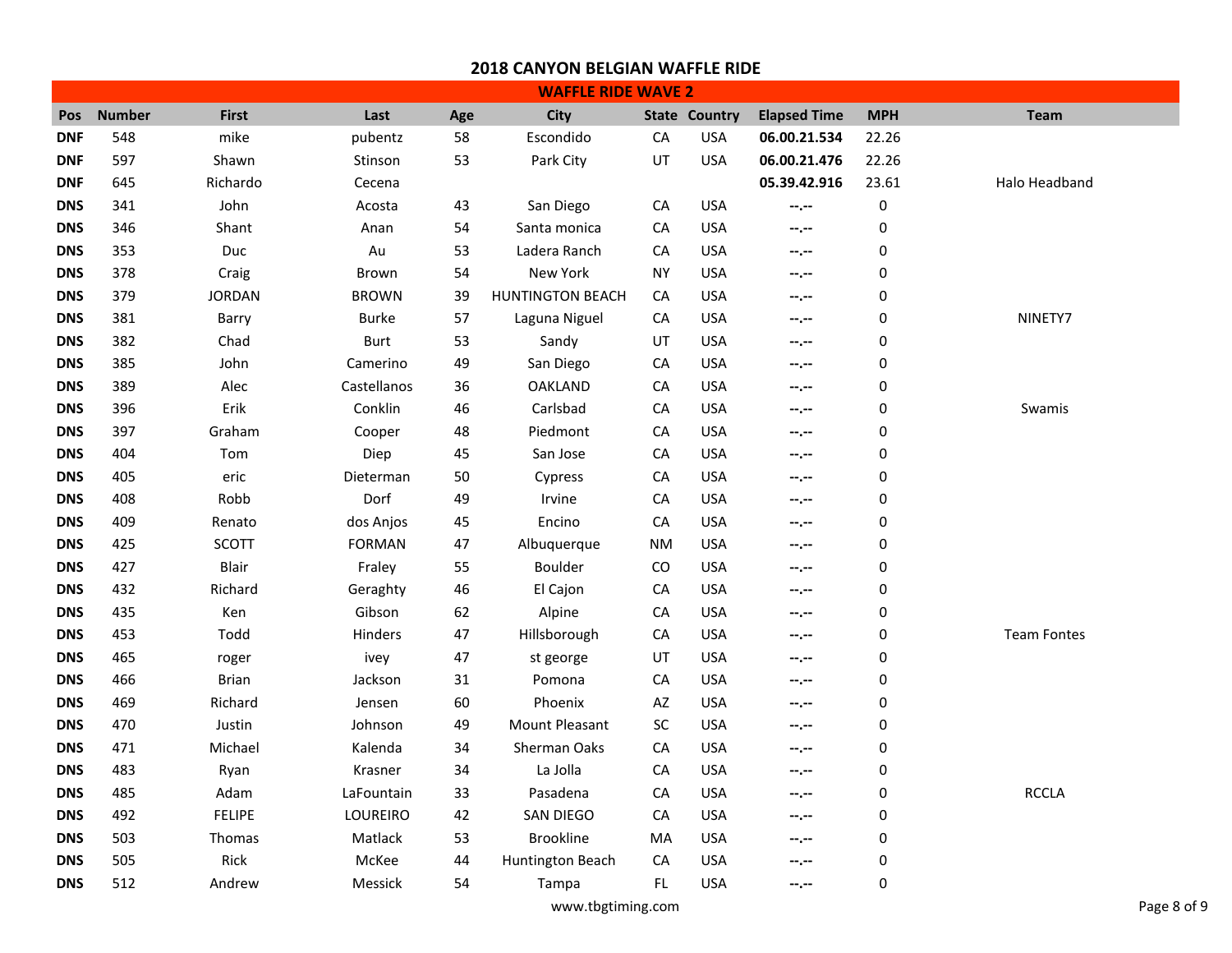# 2018 CANYON BELGIAN WAFFLE RIDE

## WAFFLE RIDE WAVE 2

| Pos | Number | First | Last | Age | City | State | Country | Elapsed Time | MPH | Team |
|---|---|---|---|---|---|---|---|---|---|---|
| **DNF** | 548 | mike | pubentz | 58 | Escondido | CA | USA | **06.00.21.534** | 22.26 | |
| **DNF** | 597 | Shawn | Stinson | 53 | Park City | UT | USA | **06.00.21.476** | 22.26 | |
| **DNF** | 645 | Richardo | Cecena | | | | | **05.39.42.916** | 23.61 | Halo Headband |
| **DNS** | 341 | John | Acosta | 43 | San Diego | CA | USA | --.-- | 0 | |
| **DNS** | 346 | Shant | Anan | 54 | Santa monica | CA | USA | --.-- | 0 | |
| **DNS** | 353 | Duc | Au | 53 | Ladera Ranch | CA | USA | --.-- | 0 | |
| **DNS** | 378 | Craig | Brown | 54 | New York | NY | USA | --.-- | 0 | |
| **DNS** | 379 | JORDAN | BROWN | 39 | HUNTINGTON BEACH | CA | USA | --.-- | 0 | |
| **DNS** | 381 | Barry | Burke | 57 | Laguna Niguel | CA | USA | --.-- | 0 | NINETY7 |
| **DNS** | 382 | Chad | Burt | 53 | Sandy | UT | USA | --.-- | 0 | |
| **DNS** | 385 | John | Camerino | 49 | San Diego | CA | USA | --.-- | 0 | |
| **DNS** | 389 | Alec | Castellanos | 36 | OAKLAND | CA | USA | --.-- | 0 | |
| **DNS** | 396 | Erik | Conklin | 46 | Carlsbad | CA | USA | --.-- | 0 | Swamis |
| **DNS** | 397 | Graham | Cooper | 48 | Piedmont | CA | USA | --.-- | 0 | |
| **DNS** | 404 | Tom | Diep | 45 | San Jose | CA | USA | --.-- | 0 | |
| **DNS** | 405 | eric | Dieterman | 50 | Cypress | CA | USA | --.-- | 0 | |
| **DNS** | 408 | Robb | Dorf | 49 | Irvine | CA | USA | --.-- | 0 | |
| **DNS** | 409 | Renato | dos Anjos | 45 | Encino | CA | USA | --.-- | 0 | |
| **DNS** | 425 | SCOTT | FORMAN | 47 | Albuquerque | NM | USA | --.-- | 0 | |
| **DNS** | 427 | Blair | Fraley | 55 | Boulder | CO | USA | --.-- | 0 | |
| **DNS** | 432 | Richard | Geraghty | 46 | El Cajon | CA | USA | --.-- | 0 | |
| **DNS** | 435 | Ken | Gibson | 62 | Alpine | CA | USA | --.-- | 0 | |
| **DNS** | 453 | Todd | Hinders | 47 | Hillsborough | CA | USA | --.-- | 0 | Team Fontes |
| **DNS** | 465 | roger | ivey | 47 | st george | UT | USA | --.-- | 0 | |
| **DNS** | 466 | Brian | Jackson | 31 | Pomona | CA | USA | --.-- | 0 | |
| **DNS** | 469 | Richard | Jensen | 60 | Phoenix | AZ | USA | --.-- | 0 | |
| **DNS** | 470 | Justin | Johnson | 49 | Mount Pleasant | SC | USA | --.-- | 0 | |
| **DNS** | 471 | Michael | Kalenda | 34 | Sherman Oaks | CA | USA | --.-- | 0 | |
| **DNS** | 483 | Ryan | Krasner | 34 | La Jolla | CA | USA | --.-- | 0 | |
| **DNS** | 485 | Adam | LaFountain | 33 | Pasadena | CA | USA | --.-- | 0 | RCCLA |
| **DNS** | 492 | FELIPE | LOUREIRO | 42 | SAN DIEGO | CA | USA | --.-- | 0 | |
| **DNS** | 503 | Thomas | Matlack | 53 | Brookline | MA | USA | --.-- | 0 | |
| **DNS** | 505 | Rick | McKee | 44 | Huntington Beach | CA | USA | --.-- | 0 | |
| **DNS** | 512 | Andrew | Messick | 54 | Tampa | FL | USA | --.-- | 0 | |

www.tbgtiming.com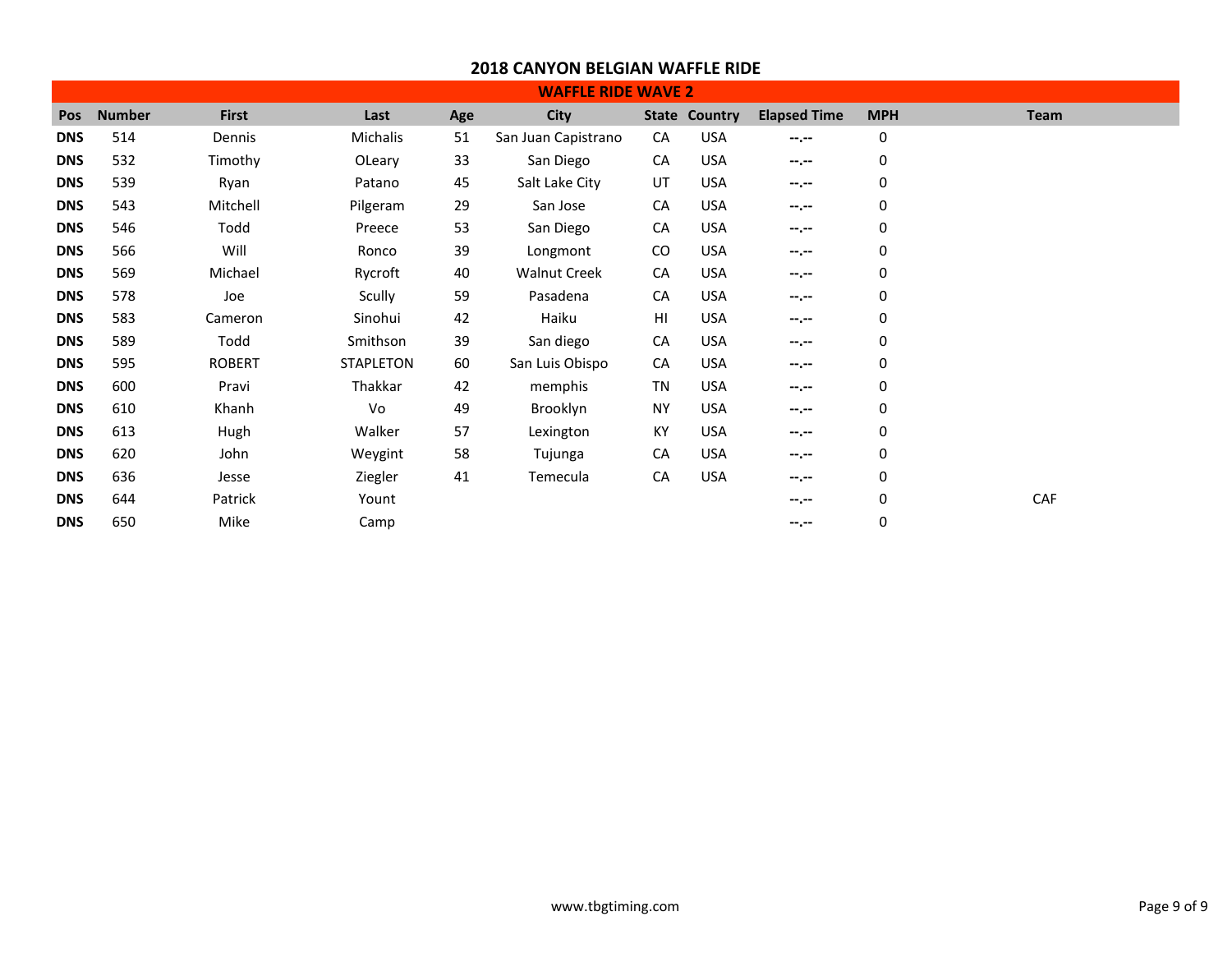# 2018 CANYON BELGIAN WAFFLE RIDE

## WAFFLE RIDE WAVE 2

| Pos | Number | First | Last | Age | City | State | Country | Elapsed Time | MPH | Team |
|---|---|---|---|---|---|---|---|---|---|---|
| **DNS** | 514 | Dennis | Michalis | 51 | San Juan Capistrano | CA | USA | --.-- | 0 | |
| **DNS** | 532 | Timothy | OLeary | 33 | San Diego | CA | USA | --.-- | 0 | |
| **DNS** | 539 | Ryan | Patano | 45 | Salt Lake City | UT | USA | --.-- | 0 | |
| **DNS** | 543 | Mitchell | Pilgeram | 29 | San Jose | CA | USA | --.-- | 0 | |
| **DNS** | 546 | Todd | Preece | 53 | San Diego | CA | USA | --.-- | 0 | |
| **DNS** | 566 | Will | Ronco | 39 | Longmont | CO | USA | --.-- | 0 | |
| **DNS** | 569 | Michael | Rycroft | 40 | Walnut Creek | CA | USA | --.-- | 0 | |
| **DNS** | 578 | Joe | Scully | 59 | Pasadena | CA | USA | --.-- | 0 | |
| **DNS** | 583 | Cameron | Sinohui | 42 | Haiku | HI | USA | --.-- | 0 | |
| **DNS** | 589 | Todd | Smithson | 39 | San diego | CA | USA | --.-- | 0 | |
| **DNS** | 595 | ROBERT | STAPLETON | 60 | San Luis Obispo | CA | USA | --.-- | 0 | |
| **DNS** | 600 | Pravi | Thakkar | 42 | memphis | TN | USA | --.-- | 0 | |
| **DNS** | 610 | Khanh | Vo | 49 | Brooklyn | NY | USA | --.-- | 0 | |
| **DNS** | 613 | Hugh | Walker | 57 | Lexington | KY | USA | --.-- | 0 | |
| **DNS** | 620 | John | Weygint | 58 | Tujunga | CA | USA | --.-- | 0 | |
| **DNS** | 636 | Jesse | Ziegler | 41 | Temecula | CA | USA | --.-- | 0 | |
| **DNS** | 644 | Patrick | Yount | | | | | --.-- | 0 | CAF |
| **DNS** | 650 | Mike | Camp | | | | | --.-- | 0 | |

www.tbgtiming.com